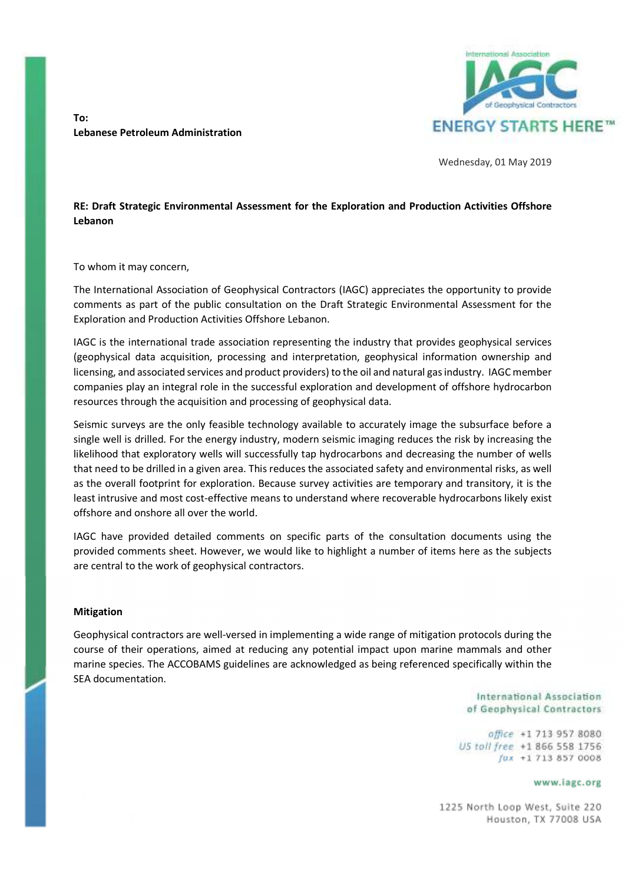**To:**
**Lebanese Petroleum Administration**

Wednesday, 01 May 2019

**RE: Draft Strategic Environmental Assessment for the Exploration and Production Activities Offshore Lebanon**

To whom it may concern,

The International Association of Geophysical Contractors (IAGC) appreciates the opportunity to provide comments as part of the public consultation on the Draft Strategic Environmental Assessment for the Exploration and Production Activities Offshore Lebanon.

IAGC is the international trade association representing the industry that provides geophysical services (geophysical data acquisition, processing and interpretation, geophysical information ownership and licensing, and associated services and product providers) to the oil and natural gas industry. IAGC member companies play an integral role in the successful exploration and development of offshore hydrocarbon resources through the acquisition and processing of geophysical data.

Seismic surveys are the only feasible technology available to accurately image the subsurface before a single well is drilled. For the energy industry, modern seismic imaging reduces the risk by increasing the likelihood that exploratory wells will successfully tap hydrocarbons and decreasing the number of wells that need to be drilled in a given area. This reduces the associated safety and environmental risks, as well as the overall footprint for exploration. Because survey activities are temporary and transitory, it is the least intrusive and most cost-effective means to understand where recoverable hydrocarbons likely exist offshore and onshore all over the world.

IAGC have provided detailed comments on specific parts of the consultation documents using the provided comments sheet. However, we would like to highlight a number of items here as the subjects are central to the work of geophysical contractors.

**Mitigation**

Geophysical contractors are well-versed in implementing a wide range of mitigation protocols during the course of their operations, aimed at reducing any potential impact upon marine mammals and other marine species. The ACCOBAMS guidelines are acknowledged as being referenced specifically within the SEA documentation.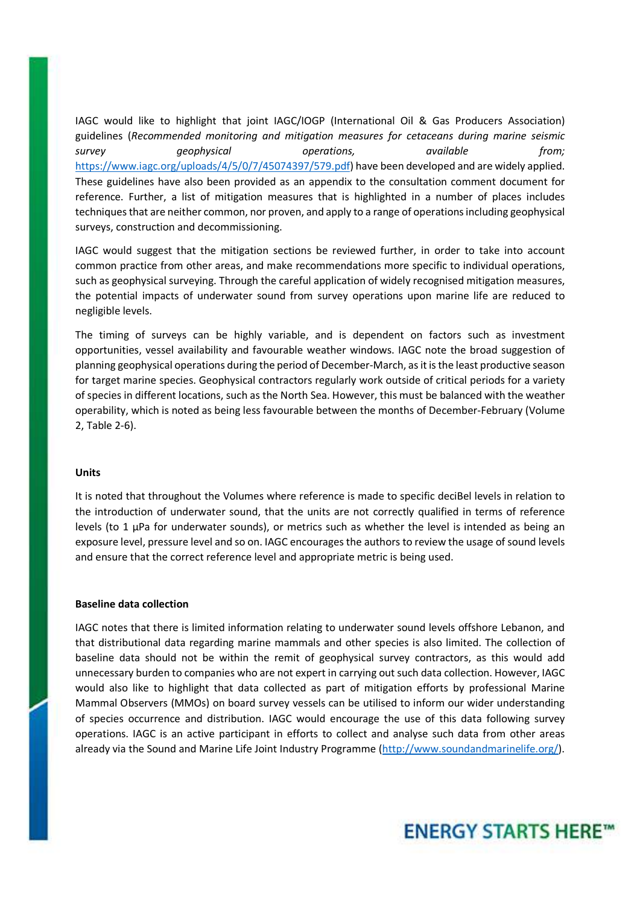IAGC would like to highlight that joint IAGC/IOGP (International Oil & Gas Producers Association) guidelines (*Recommended monitoring and mitigation measures for cetaceans during marine seismic survey geophysical operations, available from;* https://www.iagc.org/uploads/4/5/0/7/45074397/579.pdf) have been developed and are widely applied. These guidelines have also been provided as an appendix to the consultation comment document for reference. Further, a list of mitigation measures that is highlighted in a number of places includes techniques that are neither common, nor proven, and apply to a range of operations including geophysical surveys, construction and decommissioning.

IAGC would suggest that the mitigation sections be reviewed further, in order to take into account common practice from other areas, and make recommendations more specific to individual operations, such as geophysical surveying. Through the careful application of widely recognised mitigation measures, the potential impacts of underwater sound from survey operations upon marine life are reduced to negligible levels.

The timing of surveys can be highly variable, and is dependent on factors such as investment opportunities, vessel availability and favourable weather windows. IAGC note the broad suggestion of planning geophysical operations during the period of December-March, as it is the least productive season for target marine species. Geophysical contractors regularly work outside of critical periods for a variety of species in different locations, such as the North Sea. However, this must be balanced with the weather operability, which is noted as being less favourable between the months of December-February (Volume 2, Table 2-6).

**Units**

It is noted that throughout the Volumes where reference is made to specific deciBel levels in relation to the introduction of underwater sound, that the units are not correctly qualified in terms of reference levels (to 1 µPa for underwater sounds), or metrics such as whether the level is intended as being an exposure level, pressure level and so on. IAGC encourages the authors to review the usage of sound levels and ensure that the correct reference level and appropriate metric is being used.

**Baseline data collection**

IAGC notes that there is limited information relating to underwater sound levels offshore Lebanon, and that distributional data regarding marine mammals and other species is also limited. The collection of baseline data should not be within the remit of geophysical survey contractors, as this would add unnecessary burden to companies who are not expert in carrying out such data collection. However, IAGC would also like to highlight that data collected as part of mitigation efforts by professional Marine Mammal Observers (MMOs) on board survey vessels can be utilised to inform our wider understanding of species occurrence and distribution. IAGC would encourage the use of this data following survey operations. IAGC is an active participant in efforts to collect and analyse such data from other areas already via the Sound and Marine Life Joint Industry Programme (http://www.soundandmarinelife.org/).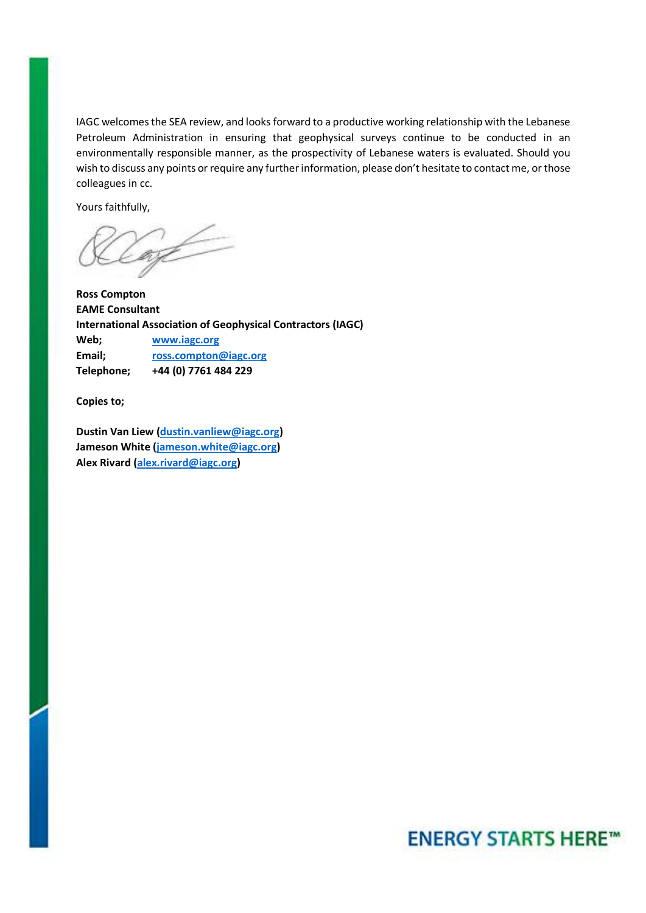IAGC welcomes the SEA review, and looks forward to a productive working relationship with the Lebanese Petroleum Administration in ensuring that geophysical surveys continue to be conducted in an environmentally responsible manner, as the prospectivity of Lebanese waters is evaluated. Should you wish to discuss any points or require any further information, please don't hesitate to contact me, or those colleagues in cc.

Yours faithfully,

**Ross Compton**
**EAME Consultant**
**International Association of Geophysical Contractors (IAGC)**
**Web;** [www.iagc.org](http://www.iagc.org)
**Email;** [ross.compton@iagc.org](mailto:ross.compton@iagc.org)
**Telephone;** **+44 (0) 7761 484 229**

**Copies to;**

**Dustin Van Liew (dustin.vanliew@iagc.org)**
**Jameson White (jameson.white@iagc.org)**
**Alex Rivard (alex.rivard@iagc.org)**

ENERGY STARTS HERE™